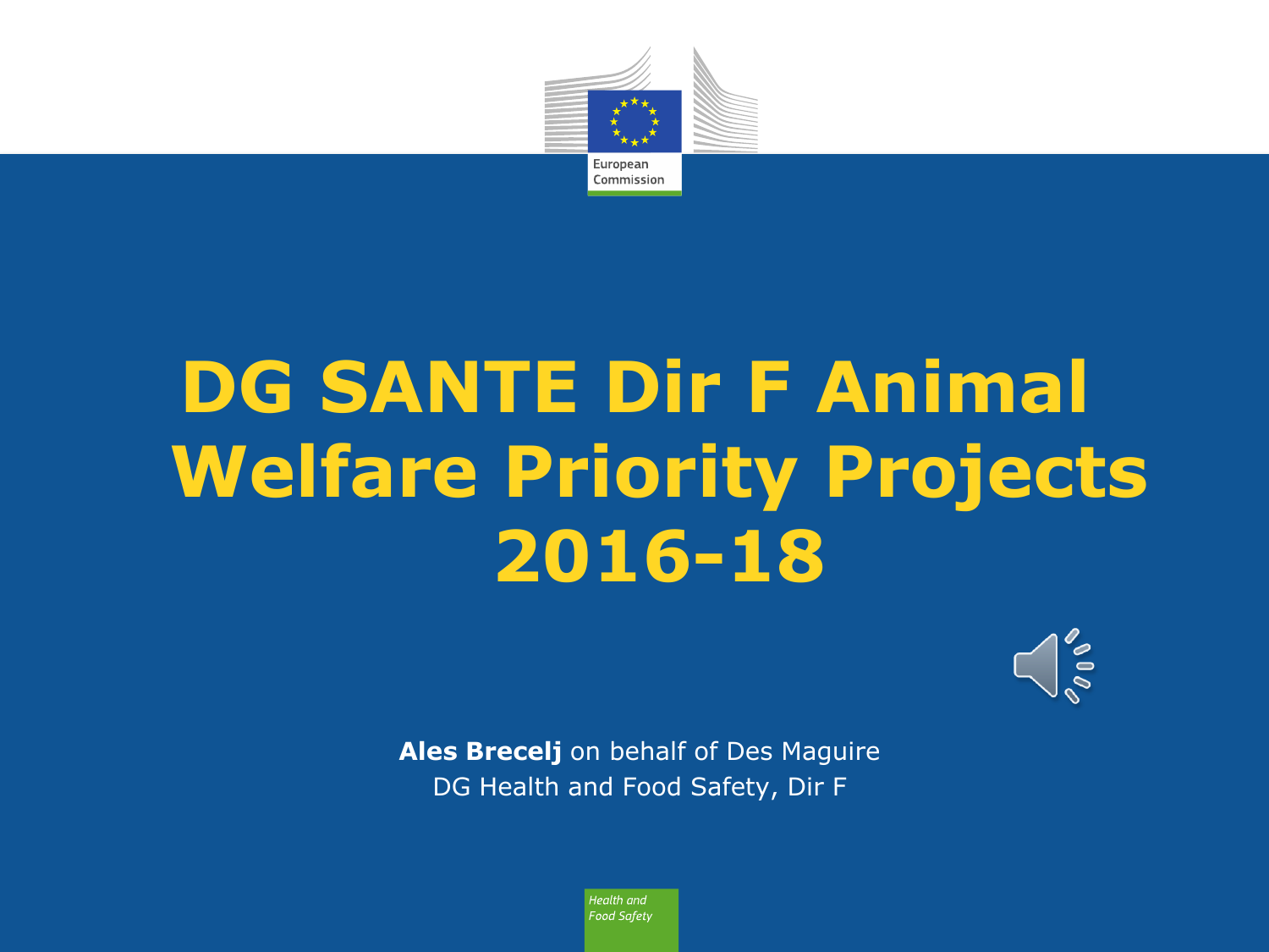# DG SANTE Dir F Animal Welfare Priority Projects 2016-18

**Ales Brecelj** on behalf of Des Maguire

DG Health and Food Safety, Dir F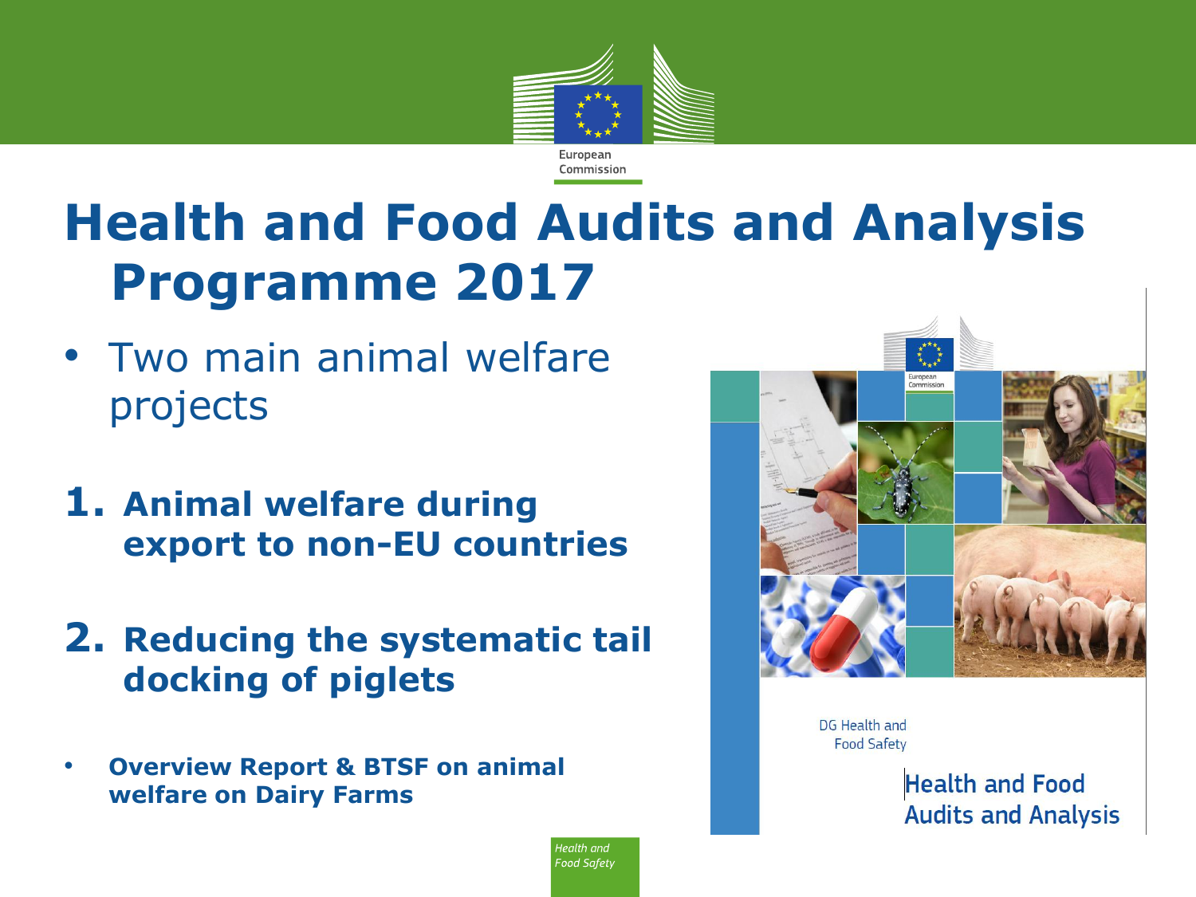# Health and Food Audits and Analysis Programme 2017

- Two main animal welfare projects

1. **Animal welfare during export to non-EU countries**

2. **Reducing the systematic tail docking of piglets**

- **Overview Report & BTSF on animal welfare on Dairy Farms**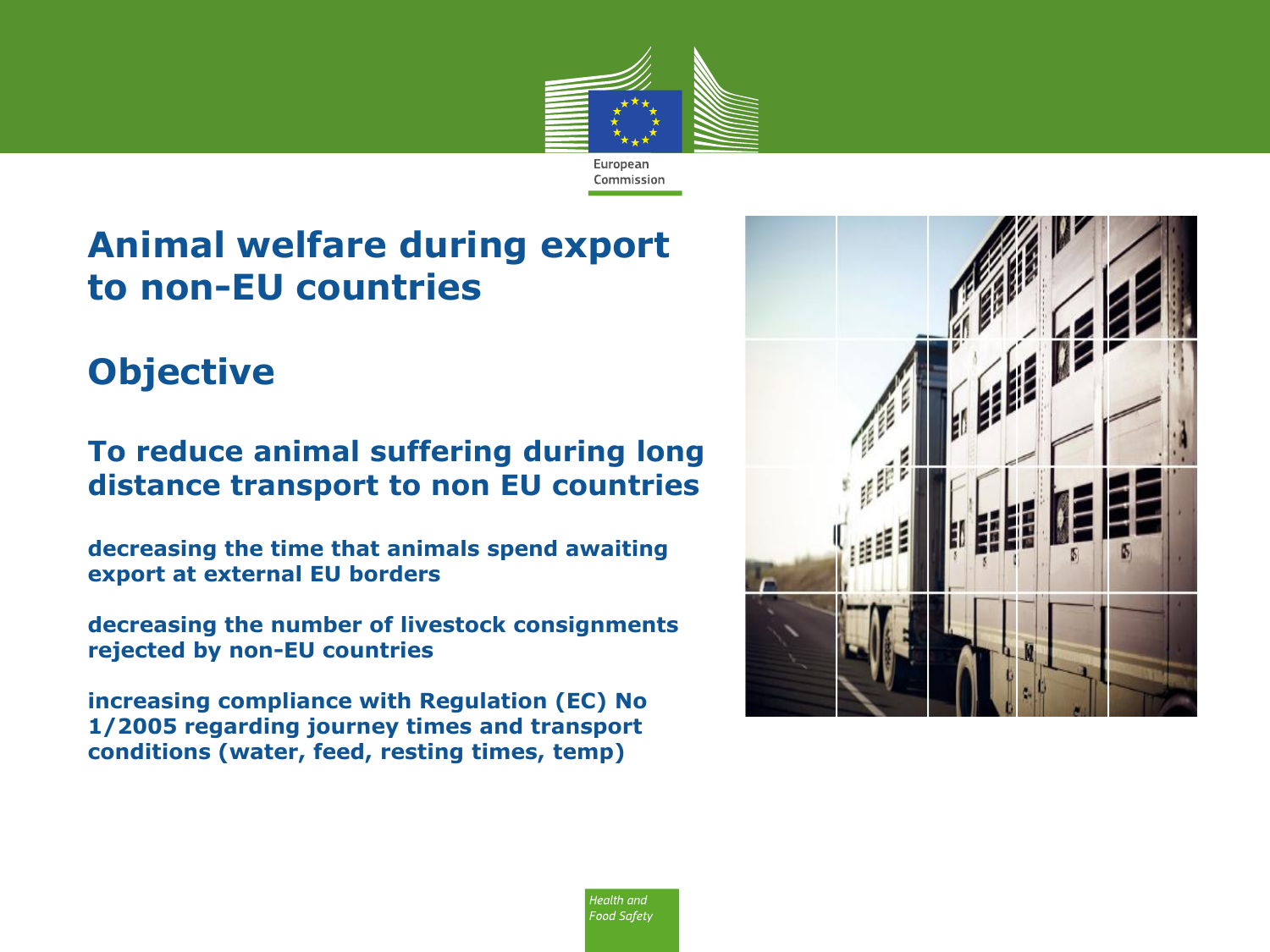# Animal welfare during export to non-EU countries

## Objective

### To reduce animal suffering during long distance transport to non EU countries

**decreasing the time that animals spend awaiting export at external EU borders**

**decreasing the number of livestock consignments rejected by non-EU countries**

**increasing compliance with Regulation (EC) No 1/2005 regarding journey times and transport conditions (water, feed, resting times, temp)**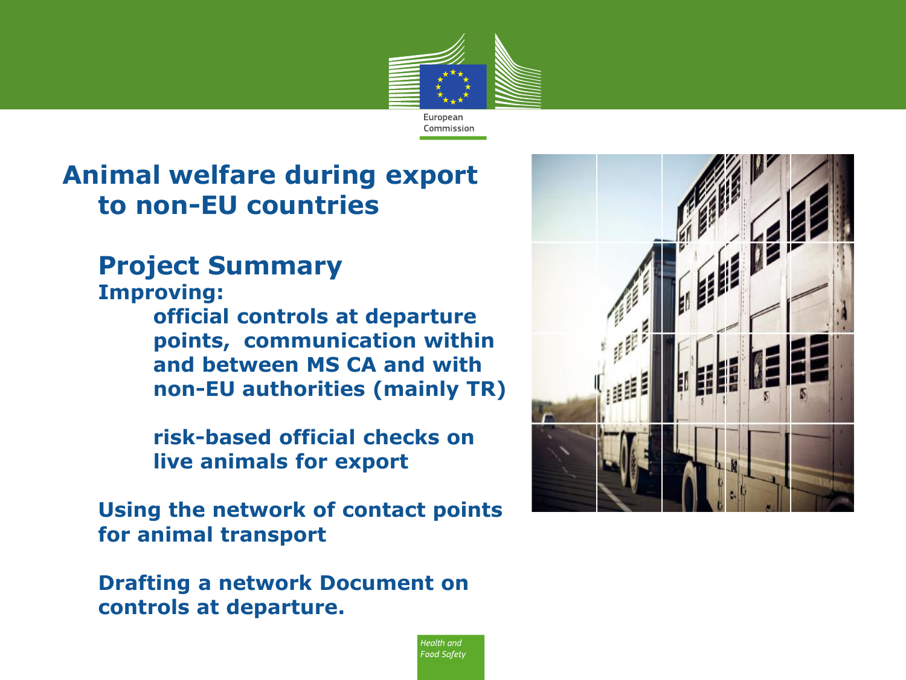# Animal welfare during export to non-EU countries

## Project Summary

**Improving:**

- **official controls at departure points, communication within and between MS CA and with non-EU authorities (mainly TR)**
- **risk-based official checks on live animals for export**

**Using the network of contact points for animal transport**

**Drafting a network Document on controls at departure.**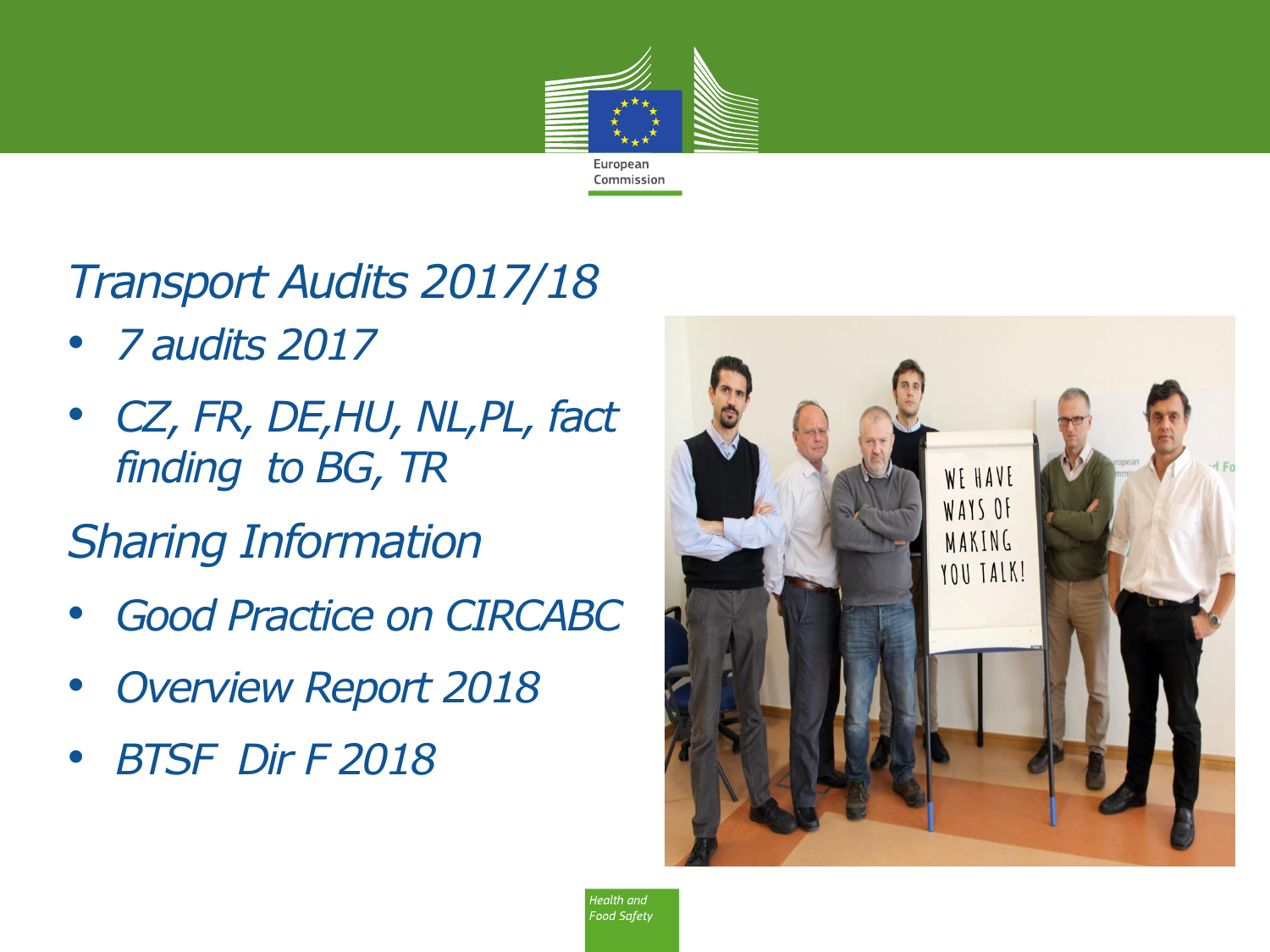## *Transport Audits 2017/18*

- *7 audits 2017*
- *CZ, FR, DE,HU, NL,PL, fact finding to BG, TR*

## *Sharing Information*

- *Good Practice on CIRCABC*
- *Overview Report 2018*
- *BTSF Dir F 2018*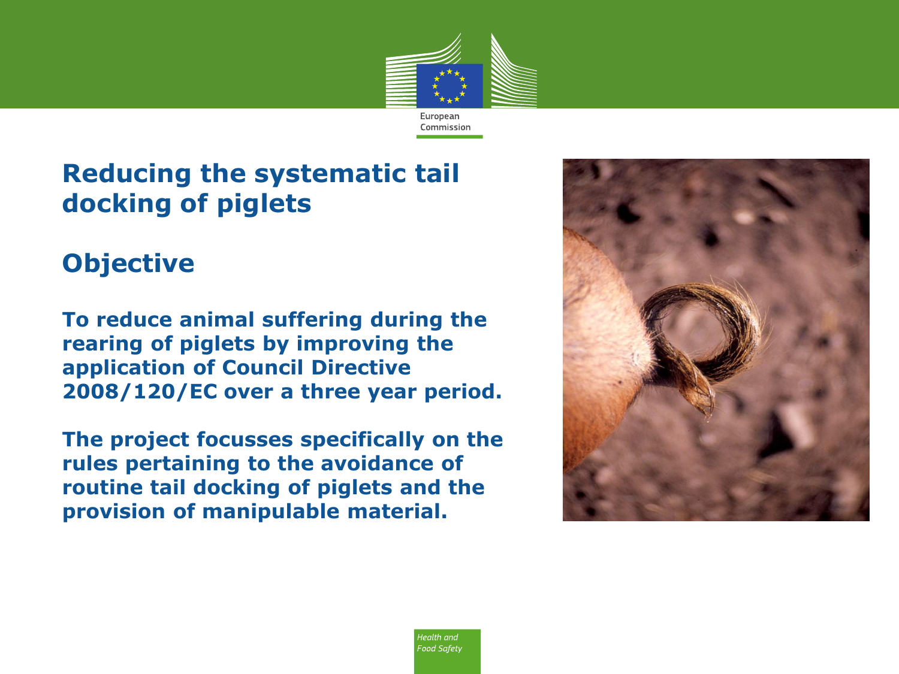# Reducing the systematic tail docking of piglets

## Objective

**To reduce animal suffering during the rearing of piglets by improving the application of Council Directive 2008/120/EC over a three year period.**

**The project focusses specifically on the rules pertaining to the avoidance of routine tail docking of piglets and the provision of manipulable material.**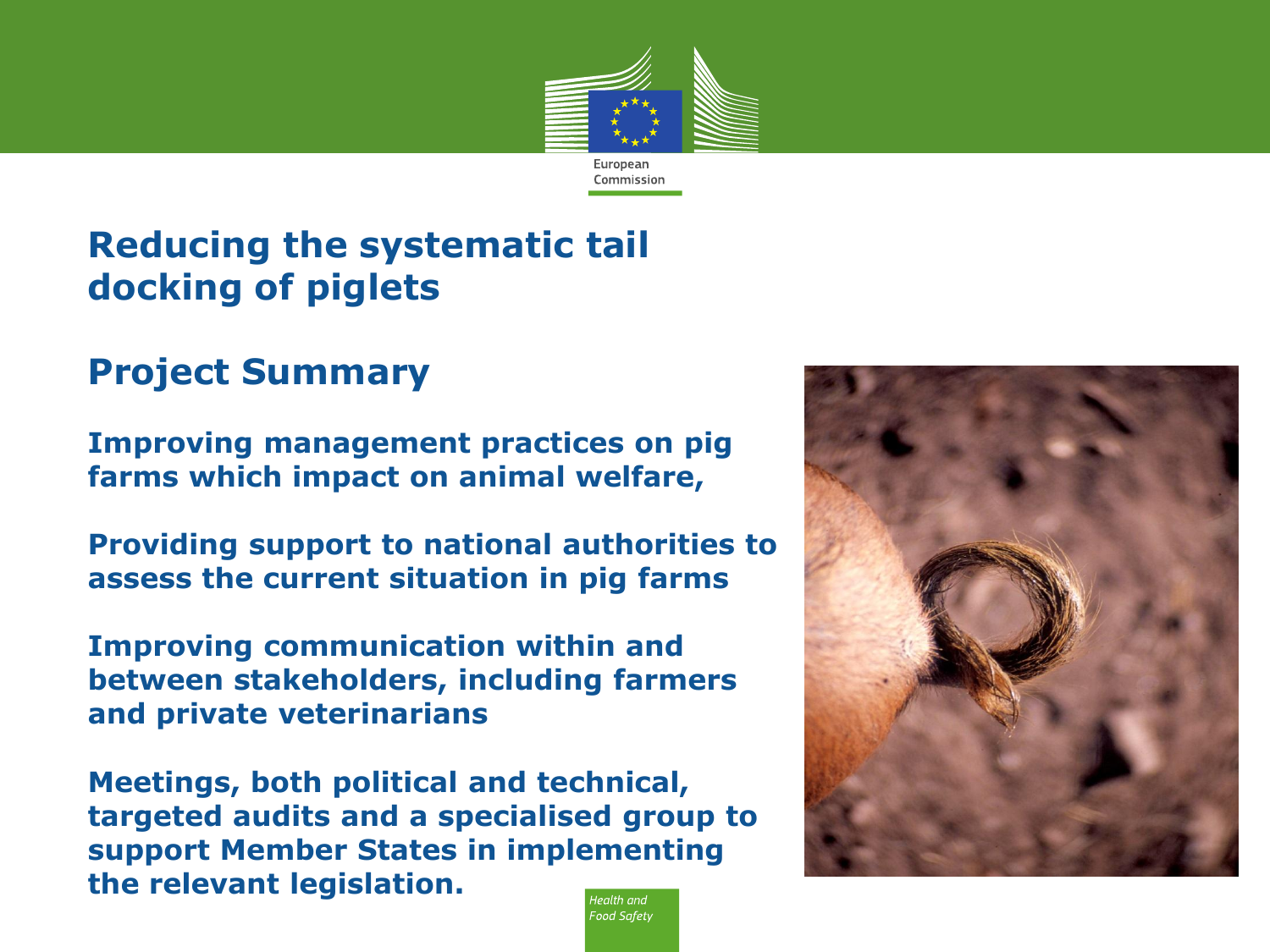# Reducing the systematic tail docking of piglets

## Project Summary

**Improving management practices on pig farms which impact on animal welfare,**

**Providing support to national authorities to assess the current situation in pig farms**

**Improving communication within and between stakeholders, including farmers and private veterinarians**

**Meetings, both political and technical, targeted audits and a specialised group to support Member States in implementing the relevant legislation.**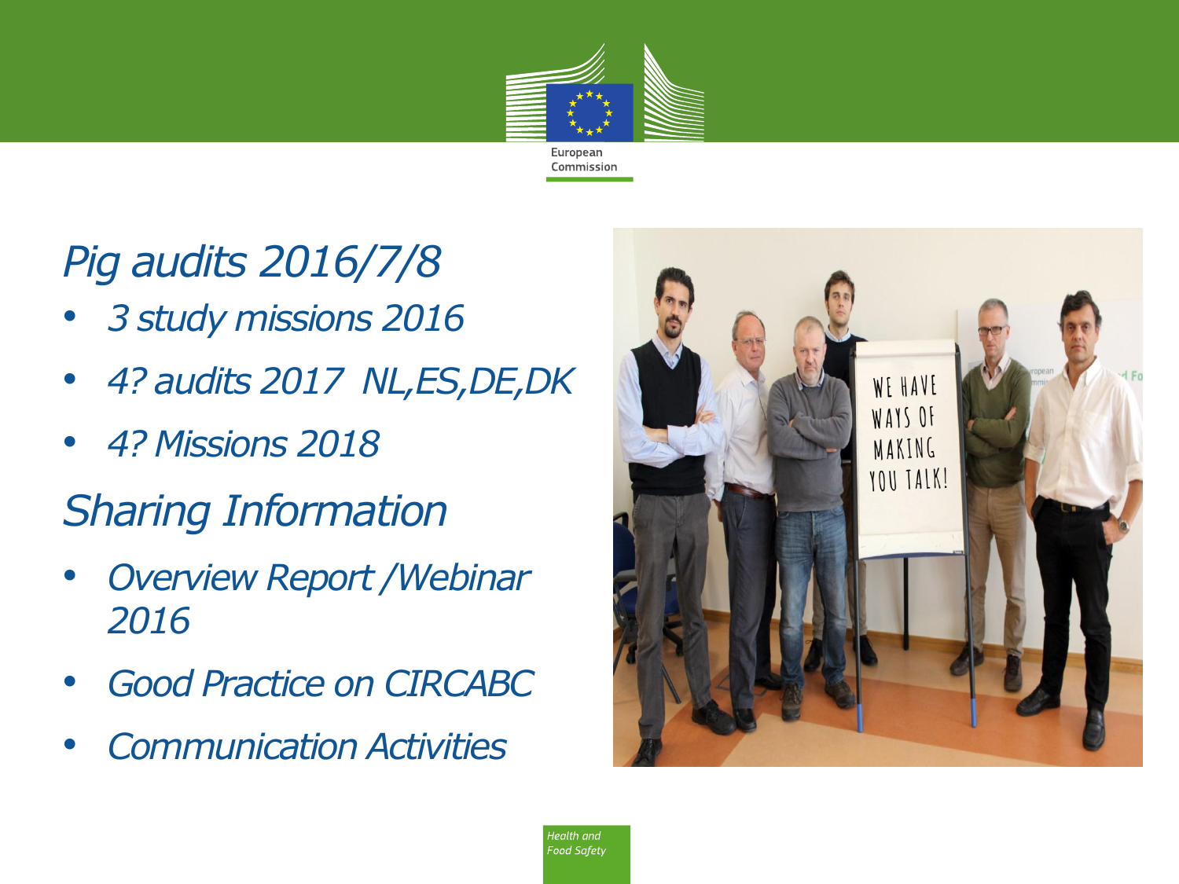## *Pig audits 2016/7/8*

- *3 study missions 2016*
- *4? audits 2017 NL,ES,DE,DK*
- *4? Missions 2018*

## *Sharing Information*

- *Overview Report /Webinar 2016*
- *Good Practice on CIRCABC*
- *Communication Activities*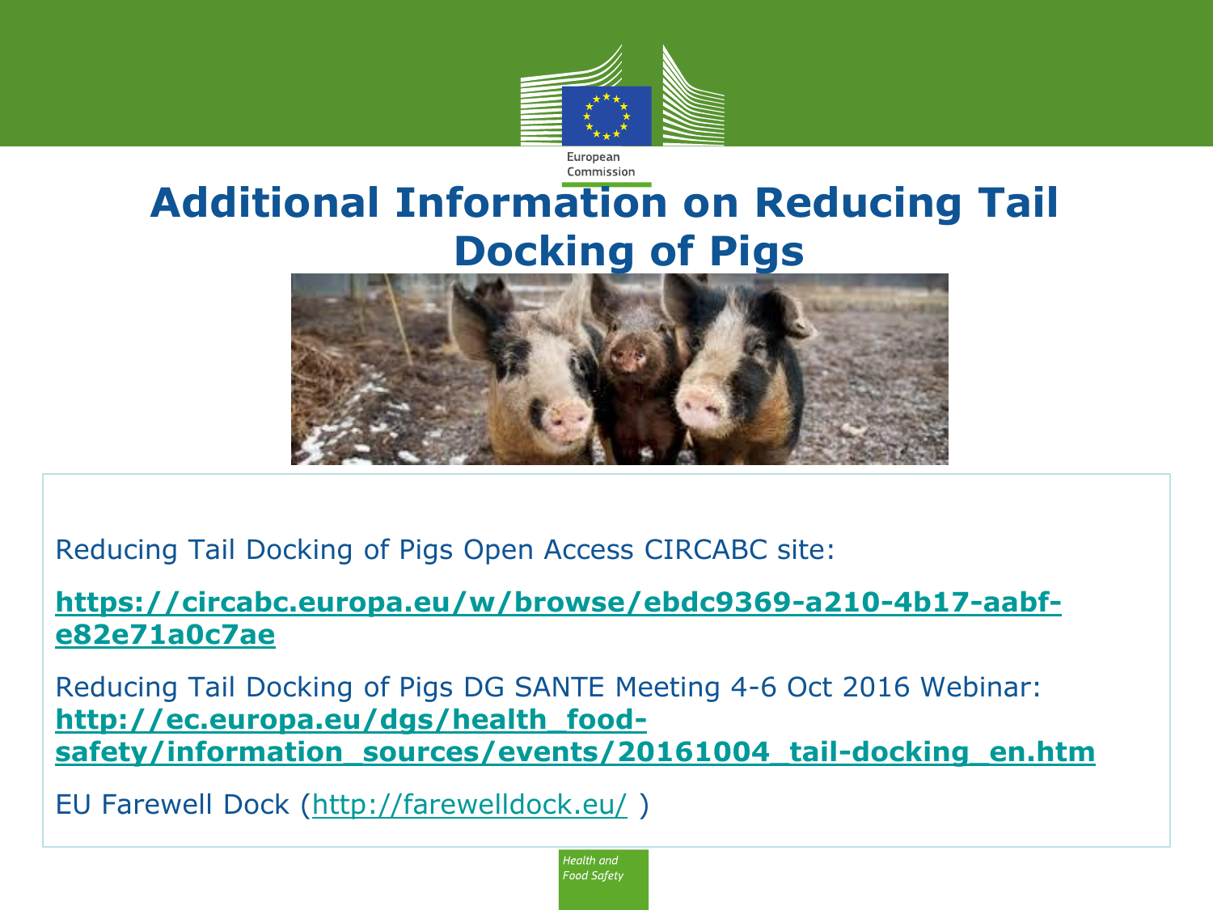# Additional Information on Reducing Tail Docking of Pigs

Reducing Tail Docking of Pigs Open Access CIRCABC site:

**https://circabc.europa.eu/w/browse/ebdc9369-a210-4b17-aabf-e82e71a0c7ae**

Reducing Tail Docking of Pigs DG SANTE Meeting 4-6 Oct 2016 Webinar: **http://ec.europa.eu/dgs/health_food-safety/information_sources/events/20161004_tail-docking_en.htm**

EU Farewell Dock (http://farewelldock.eu/ )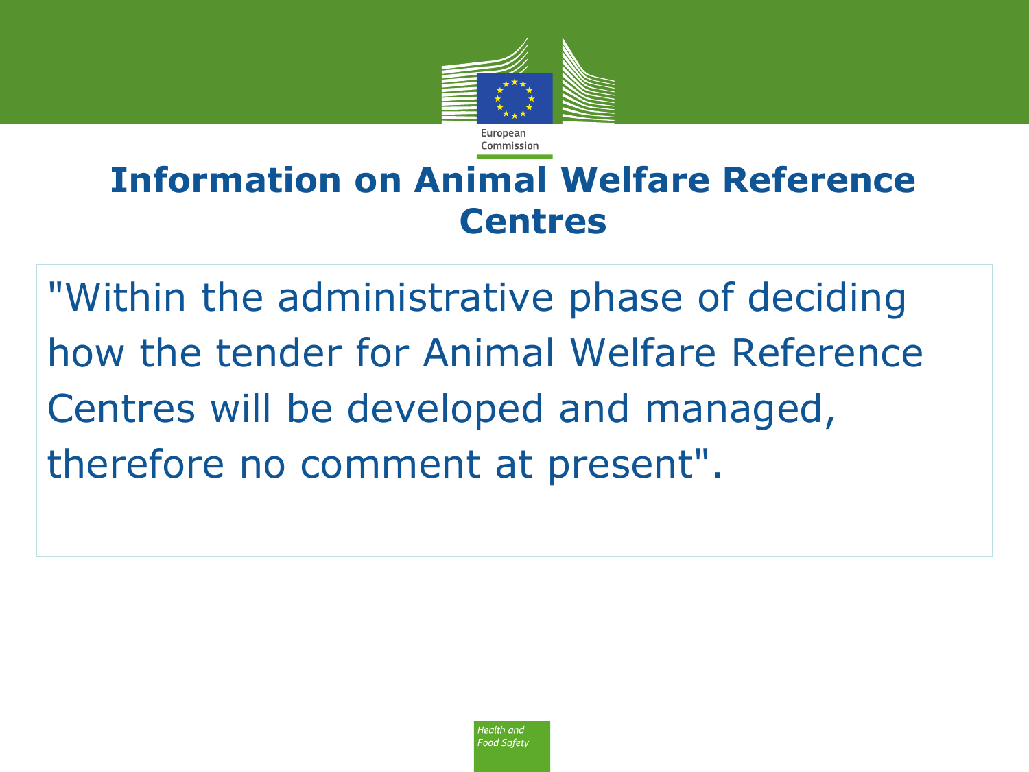# Information on Animal Welfare Reference Centres

"Within the administrative phase of deciding how the tender for Animal Welfare Reference Centres will be developed and managed, therefore no comment at present".